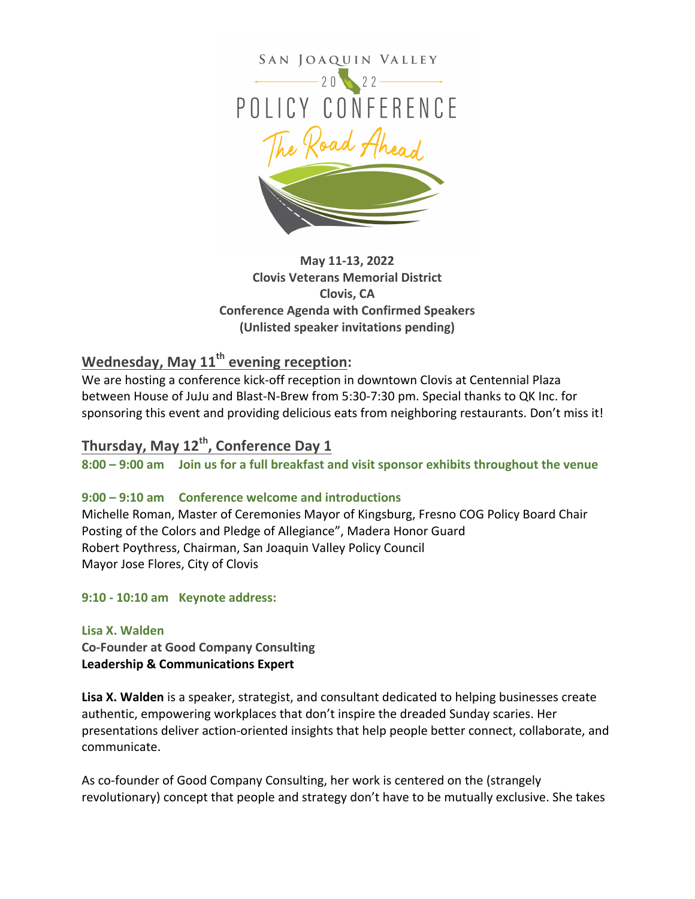SAN JOAQUIN VALLEY

2022

POLICY CONFERENCE

The Road Ahead

**May 11-13, 2022**
**Clovis Veterans Memorial District**
**Clovis, CA**
**Conference Agenda with Confirmed Speakers**
**(Unlisted speaker invitations pending)**

## Wednesday, May 11th evening reception:

We are hosting a conference kick-off reception in downtown Clovis at Centennial Plaza between House of JuJu and Blast-N-Brew from 5:30-7:30 pm. Special thanks to QK Inc. for sponsoring this event and providing delicious eats from neighboring restaurants. Don't miss it!

## Thursday, May 12th, Conference Day 1

**8:00 – 9:00 am Join us for a full breakfast and visit sponsor exhibits throughout the venue**

**9:00 – 9:10 am Conference welcome and introductions**

Michelle Roman, Master of Ceremonies Mayor of Kingsburg, Fresno COG Policy Board Chair
Posting of the Colors and Pledge of Allegiance", Madera Honor Guard
Robert Poythress, Chairman, San Joaquin Valley Policy Council
Mayor Jose Flores, City of Clovis

**9:10 - 10:10 am Keynote address:**

**Lisa X. Walden**
**Co-Founder at Good Company Consulting**
**Leadership & Communications Expert**

**Lisa X. Walden** is a speaker, strategist, and consultant dedicated to helping businesses create authentic, empowering workplaces that don't inspire the dreaded Sunday scaries. Her presentations deliver action-oriented insights that help people better connect, collaborate, and communicate.

As co-founder of Good Company Consulting, her work is centered on the (strangely revolutionary) concept that people and strategy don't have to be mutually exclusive. She takes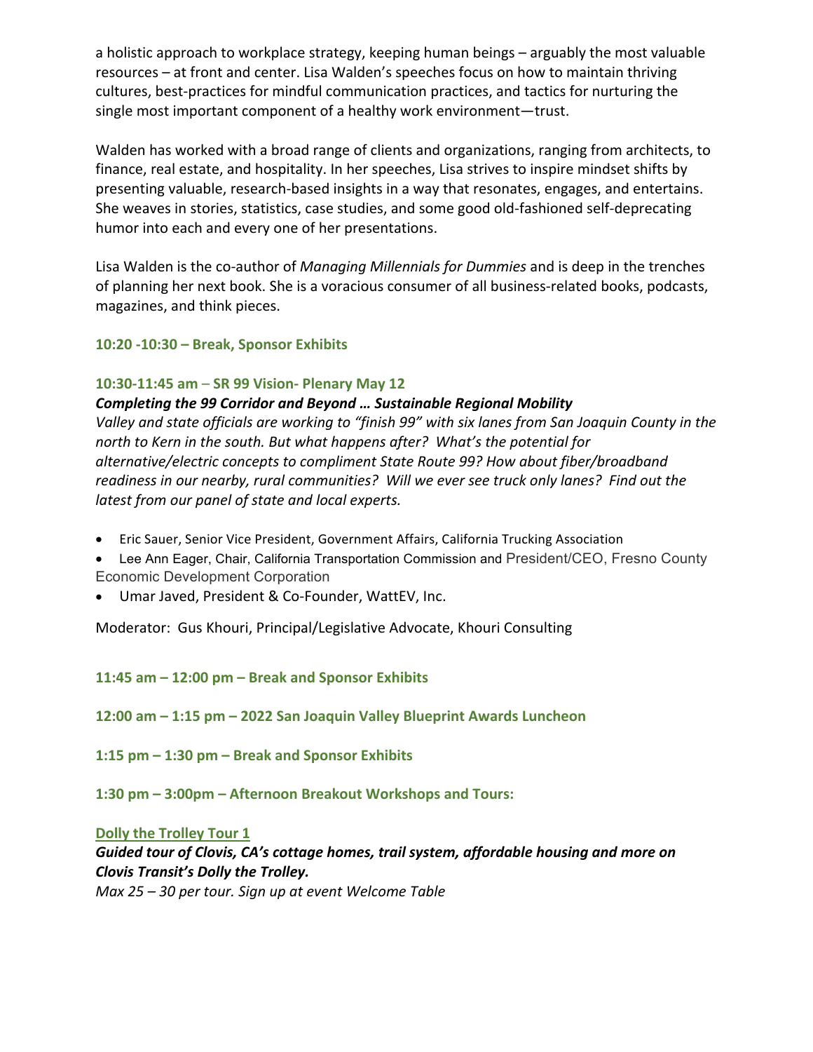a holistic approach to workplace strategy, keeping human beings – arguably the most valuable resources – at front and center. Lisa Walden's speeches focus on how to maintain thriving cultures, best-practices for mindful communication practices, and tactics for nurturing the single most important component of a healthy work environment—trust.

Walden has worked with a broad range of clients and organizations, ranging from architects, to finance, real estate, and hospitality. In her speeches, Lisa strives to inspire mindset shifts by presenting valuable, research-based insights in a way that resonates, engages, and entertains. She weaves in stories, statistics, case studies, and some good old-fashioned self-deprecating humor into each and every one of her presentations.

Lisa Walden is the co-author of *Managing Millennials for Dummies* and is deep in the trenches of planning her next book. She is a voracious consumer of all business-related books, podcasts, magazines, and think pieces.

**10:20 -10:30 – Break, Sponsor Exhibits**

**10:30-11:45 am – SR 99 Vision- Plenary May 12**

***Completing the 99 Corridor and Beyond … Sustainable Regional Mobility***

*Valley and state officials are working to "finish 99" with six lanes from San Joaquin County in the north to Kern in the south. But what happens after? What's the potential for alternative/electric concepts to compliment State Route 99? How about fiber/broadband readiness in our nearby, rural communities? Will we ever see truck only lanes? Find out the latest from our panel of state and local experts.*

- Eric Sauer, Senior Vice President, Government Affairs, California Trucking Association
- Lee Ann Eager, Chair, California Transportation Commission and President/CEO, Fresno County Economic Development Corporation
- Umar Javed, President & Co-Founder, WattEV, Inc.

Moderator: Gus Khouri, Principal/Legislative Advocate, Khouri Consulting

**11:45 am – 12:00 pm – Break and Sponsor Exhibits**

**12:00 am – 1:15 pm – 2022 San Joaquin Valley Blueprint Awards Luncheon**

**1:15 pm – 1:30 pm – Break and Sponsor Exhibits**

**1:30 pm – 3:00pm – Afternoon Breakout Workshops and Tours:**

**Dolly the Trolley Tour 1**

***Guided tour of Clovis, CA's cottage homes, trail system, affordable housing and more on Clovis Transit's Dolly the Trolley.***

*Max 25 – 30 per tour. Sign up at event Welcome Table*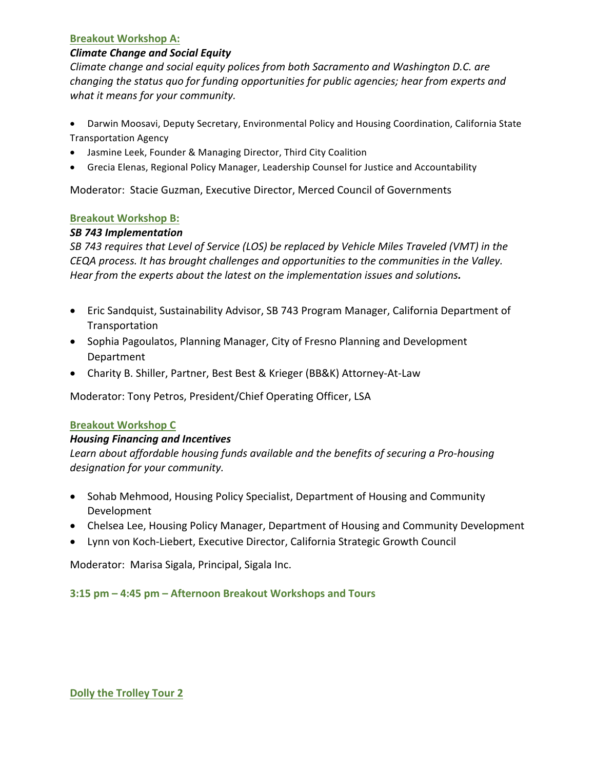### Breakout Workshop A:

***Climate Change and Social Equity***

*Climate change and social equity polices from both Sacramento and Washington D.C. are changing the status quo for funding opportunities for public agencies; hear from experts and what it means for your community.*

- Darwin Moosavi, Deputy Secretary, Environmental Policy and Housing Coordination, California State Transportation Agency
- Jasmine Leek, Founder & Managing Director, Third City Coalition
- Grecia Elenas, Regional Policy Manager, Leadership Counsel for Justice and Accountability

Moderator: Stacie Guzman, Executive Director, Merced Council of Governments

### Breakout Workshop B:

***SB 743 Implementation***

*SB 743 requires that Level of Service (LOS) be replaced by Vehicle Miles Traveled (VMT) in the CEQA process. It has brought challenges and opportunities to the communities in the Valley. Hear from the experts about the latest on the implementation issues and solutions.*

- Eric Sandquist, Sustainability Advisor, SB 743 Program Manager, California Department of Transportation
- Sophia Pagoulatos, Planning Manager, City of Fresno Planning and Development Department
- Charity B. Shiller, Partner, Best Best & Krieger (BB&K) Attorney-At-Law

Moderator: Tony Petros, President/Chief Operating Officer, LSA

### Breakout Workshop C

***Housing Financing and Incentives***

*Learn about affordable housing funds available and the benefits of securing a Pro-housing designation for your community.*

- Sohab Mehmood, Housing Policy Specialist, Department of Housing and Community Development
- Chelsea Lee, Housing Policy Manager, Department of Housing and Community Development
- Lynn von Koch-Liebert, Executive Director, California Strategic Growth Council

Moderator: Marisa Sigala, Principal, Sigala Inc.

### 3:15 pm – 4:45 pm – Afternoon Breakout Workshops and Tours

### Dolly the Trolley Tour 2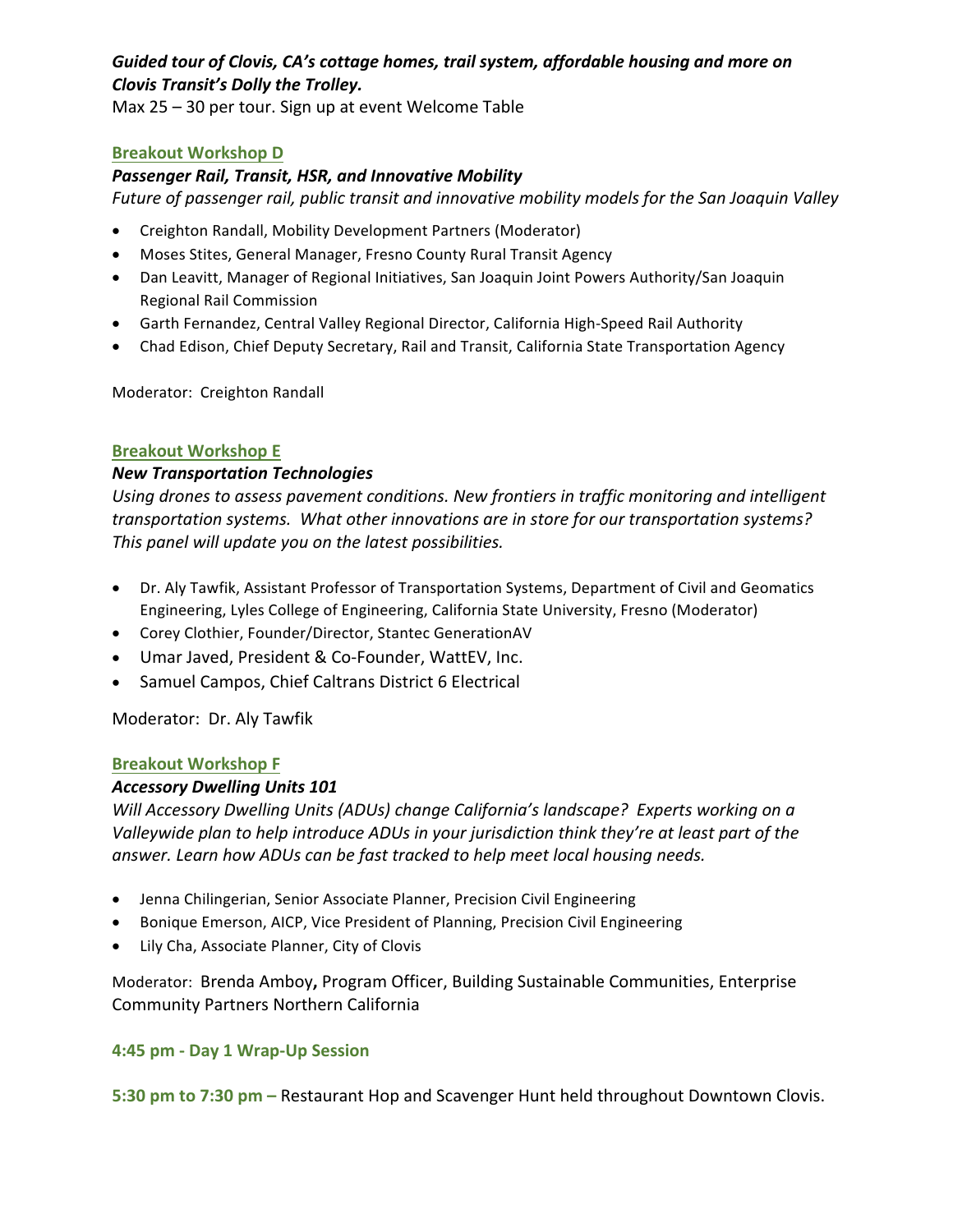***Guided tour of Clovis, CA's cottage homes, trail system, affordable housing and more on Clovis Transit's Dolly the Trolley.***

Max 25 – 30 per tour. Sign up at event Welcome Table

### Breakout Workshop D

***Passenger Rail, Transit, HSR, and Innovative Mobility***

*Future of passenger rail, public transit and innovative mobility models for the San Joaquin Valley*

- Creighton Randall, Mobility Development Partners (Moderator)
- Moses Stites, General Manager, Fresno County Rural Transit Agency
- Dan Leavitt, Manager of Regional Initiatives, San Joaquin Joint Powers Authority/San Joaquin Regional Rail Commission
- Garth Fernandez, Central Valley Regional Director, California High-Speed Rail Authority
- Chad Edison, Chief Deputy Secretary, Rail and Transit, California State Transportation Agency

Moderator: Creighton Randall

### Breakout Workshop E

***New Transportation Technologies***

*Using drones to assess pavement conditions. New frontiers in traffic monitoring and intelligent transportation systems. What other innovations are in store for our transportation systems? This panel will update you on the latest possibilities.*

- Dr. Aly Tawfik, Assistant Professor of Transportation Systems, Department of Civil and Geomatics Engineering, Lyles College of Engineering, California State University, Fresno (Moderator)
- Corey Clothier, Founder/Director, Stantec GenerationAV
- Umar Javed, President & Co-Founder, WattEV, Inc.
- Samuel Campos, Chief Caltrans District 6 Electrical

Moderator: Dr. Aly Tawfik

### Breakout Workshop F

***Accessory Dwelling Units 101***

*Will Accessory Dwelling Units (ADUs) change California's landscape? Experts working on a Valleywide plan to help introduce ADUs in your jurisdiction think they're at least part of the answer. Learn how ADUs can be fast tracked to help meet local housing needs.*

- Jenna Chilingerian, Senior Associate Planner, Precision Civil Engineering
- Bonique Emerson, AICP, Vice President of Planning, Precision Civil Engineering
- Lily Cha, Associate Planner, City of Clovis

Moderator: Brenda Amboy**,** Program Officer, Building Sustainable Communities, Enterprise Community Partners Northern California

**4:45 pm - Day 1 Wrap-Up Session**

**5:30 pm to 7:30 pm –** Restaurant Hop and Scavenger Hunt held throughout Downtown Clovis.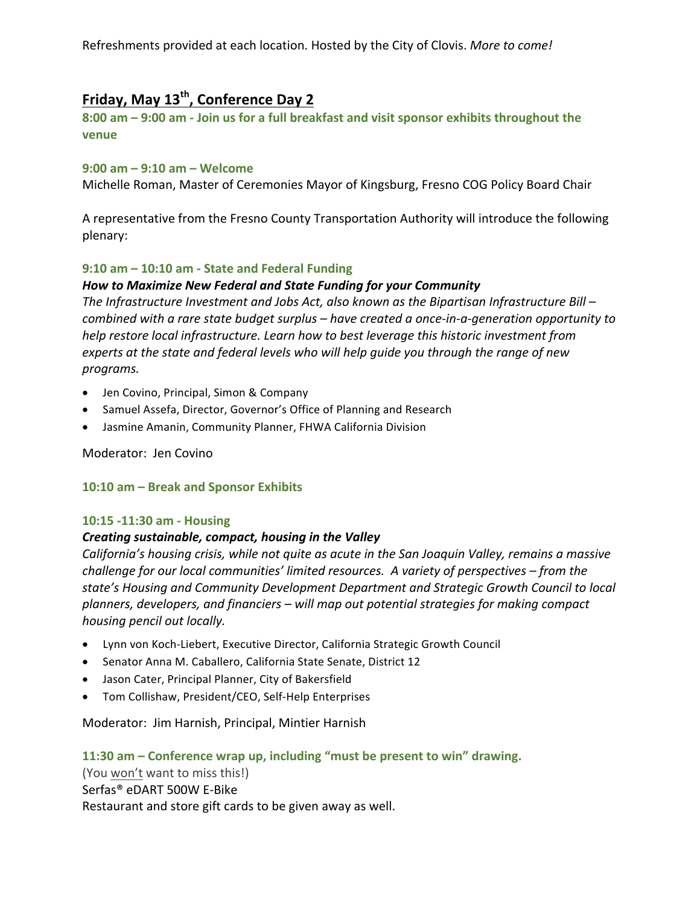Refreshments provided at each location. Hosted by the City of Clovis. *More to come!*

## Friday, May 13th, Conference Day 2

**8:00 am – 9:00 am - Join us for a full breakfast and visit sponsor exhibits throughout the venue**

**9:00 am – 9:10 am – Welcome**

Michelle Roman, Master of Ceremonies Mayor of Kingsburg, Fresno COG Policy Board Chair

A representative from the Fresno County Transportation Authority will introduce the following plenary:

**9:10 am – 10:10 am - State and Federal Funding**

***How to Maximize New Federal and State Funding for your Community***

*The Infrastructure Investment and Jobs Act, also known as the Bipartisan Infrastructure Bill – combined with a rare state budget surplus – have created a once-in-a-generation opportunity to help restore local infrastructure. Learn how to best leverage this historic investment from experts at the state and federal levels who will help guide you through the range of new programs.*

- Jen Covino, Principal, Simon & Company
- Samuel Assefa, Director, Governor's Office of Planning and Research
- Jasmine Amanin, Community Planner, FHWA California Division

Moderator: Jen Covino

**10:10 am – Break and Sponsor Exhibits**

**10:15 -11:30 am - Housing**

***Creating sustainable, compact, housing in the Valley***

*California's housing crisis, while not quite as acute in the San Joaquin Valley, remains a massive challenge for our local communities' limited resources. A variety of perspectives – from the state's Housing and Community Development Department and Strategic Growth Council to local planners, developers, and financiers – will map out potential strategies for making compact housing pencil out locally.*

- Lynn von Koch-Liebert, Executive Director, California Strategic Growth Council
- Senator Anna M. Caballero, California State Senate, District 12
- Jason Cater, Principal Planner, City of Bakersfield
- Tom Collishaw, President/CEO, Self-Help Enterprises

Moderator: Jim Harnish, Principal, Mintier Harnish

**11:30 am – Conference wrap up, including "must be present to win" drawing.**

(You won't want to miss this!)

Serfas® eDART 500W E-Bike

Restaurant and store gift cards to be given away as well.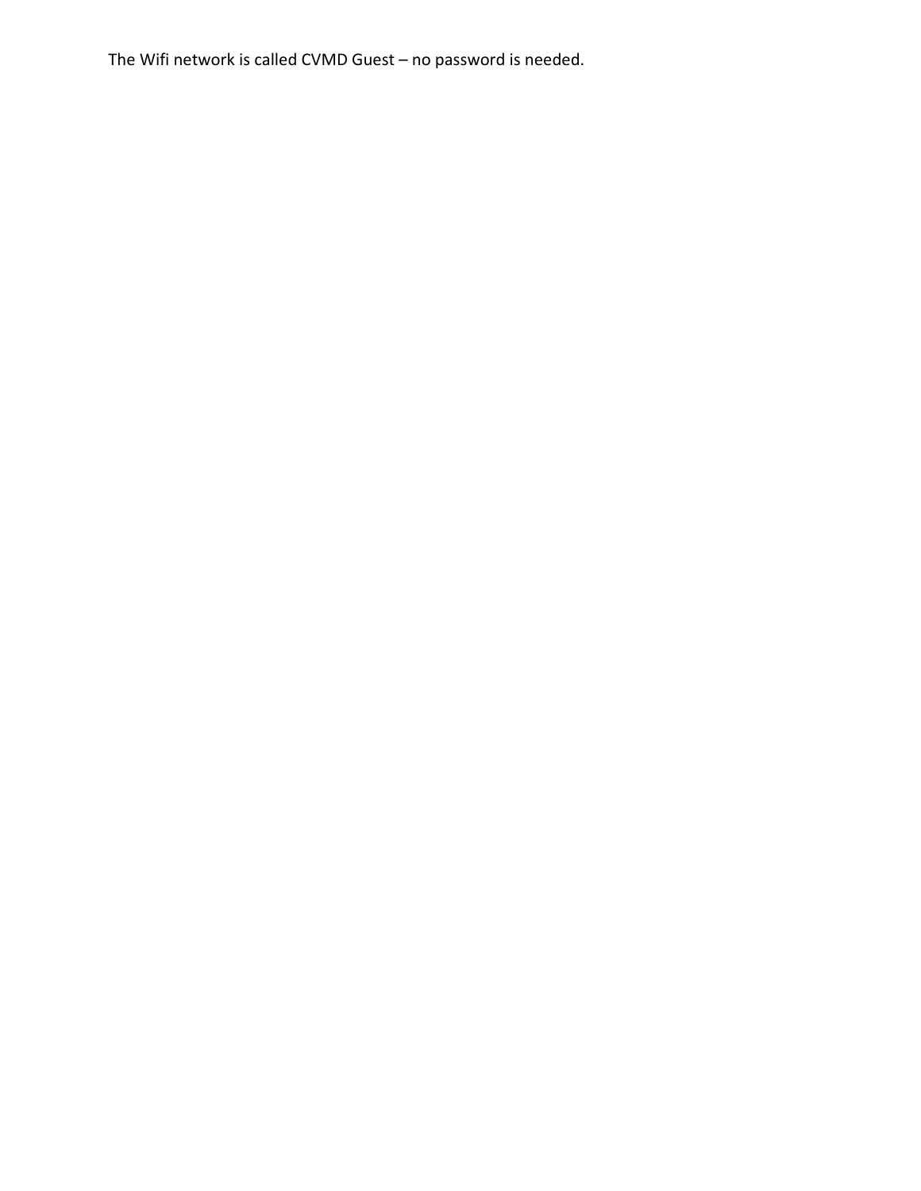The Wifi network is called CVMD Guest – no password is needed.